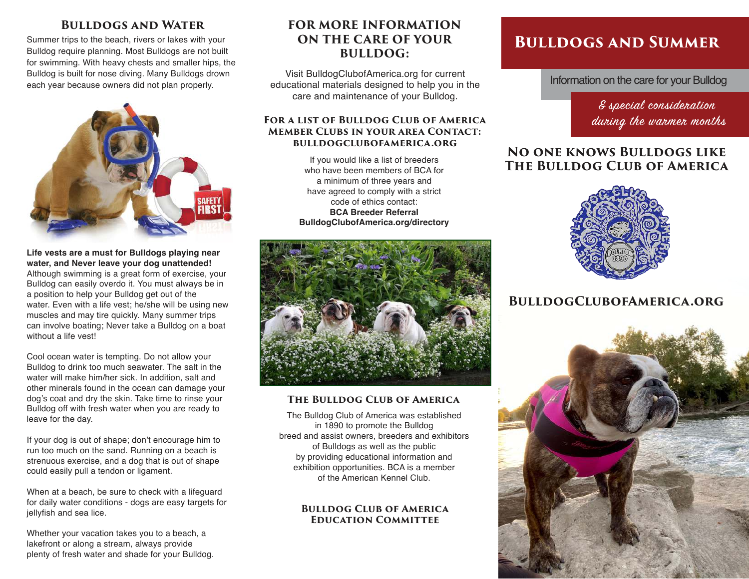## Bulldogs and Water

Summer trips to the beach, rivers or lakes with your Bulldog require planning. Most Bulldogs are not built for swimming. With heavy chests and smaller hips, the Bulldog is built for nose diving. Many Bulldogs drown each year because owners did not plan properly.

**Life vests are a must for Bulldogs playing near water, and Never leave your dog unattended!** Although swimming is a great form of exercise, your Bulldog can easily overdo it. You must always be in a position to help your Bulldog get out of the water. Even with a life vest; he/she will be using new muscles and may tire quickly. Many summer trips can involve boating; Never take a Bulldog on a boat without a life vest!

Cool ocean water is tempting. Do not allow your Bulldog to drink too much seawater. The salt in the water will make him/her sick. In addition, salt and other minerals found in the ocean can damage your dog's coat and dry the skin. Take time to rinse your Bulldog off with fresh water when you are ready to leave for the day.

If your dog is out of shape; don't encourage him to run too much on the sand. Running on a beach is strenuous exercise, and a dog that is out of shape could easily pull a tendon or ligament.

When at a beach, be sure to check with a lifeguard for daily water conditions - dogs are easy targets for jellyfish and sea lice.

Whether your vacation takes you to a beach, a lakefront or along a stream, always provide plenty of fresh water and shade for your Bulldog.

## For More Information on the Care of Your Bulldog:

Visit BulldogClubofAmerica.org for current educational materials designed to help you in the care and maintenance of your Bulldog.

### For a list of Bulldog Club of America Member Clubs in your area Contact: bulldogclubofamerica.org

If you would like a list of breeders who have been members of BCA for a minimum of three years and have agreed to comply with a strict code of ethics contact:
**BCA Breeder Referral**
**BulldogClubofAmerica.org/directory**

### The Bulldog Club of America

The Bulldog Club of America was established in 1890 to promote the Bulldog breed and assist owners, breeders and exhibitors of Bulldogs as well as the public by providing educational information and exhibition opportunities. BCA is a member of the American Kennel Club.

**Bulldog Club of America Education Committee**

# Bulldogs and Summer

Information on the care for your Bulldog

*& special consideration during the warmer months*

## No one knows Bulldogs like The Bulldog Club of America

## BulldogClubofAmerica.org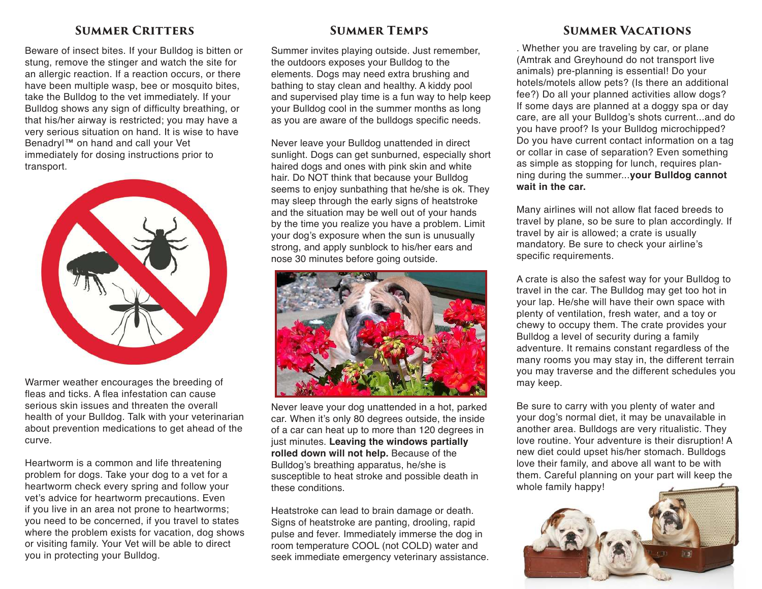## Summer Critters

Beware of insect bites. If your Bulldog is bitten or stung, remove the stinger and watch the site for an allergic reaction. If a reaction occurs, or there have been multiple wasp, bee or mosquito bites, take the Bulldog to the vet immediately. If your Bulldog shows any sign of difficulty breathing, or that his/her airway is restricted; you may have a very serious situation on hand. It is wise to have Benadryl™ on hand and call your Vet immediately for dosing instructions prior to transport.

Warmer weather encourages the breeding of fleas and ticks. A flea infestation can cause serious skin issues and threaten the overall health of your Bulldog. Talk with your veterinarian about prevention medications to get ahead of the curve.

Heartworm is a common and life threatening problem for dogs. Take your dog to a vet for a heartworm check every spring and follow your vet's advice for heartworm precautions. Even if you live in an area not prone to heartworms; you need to be concerned, if you travel to states where the problem exists for vacation, dog shows or visiting family. Your Vet will be able to direct you in protecting your Bulldog.

## Summer Temps

Summer invites playing outside. Just remember, the outdoors exposes your Bulldog to the elements. Dogs may need extra brushing and bathing to stay clean and healthy. A kiddy pool and supervised play time is a fun way to help keep your Bulldog cool in the summer months as long as you are aware of the bulldogs specific needs.

Never leave your Bulldog unattended in direct sunlight. Dogs can get sunburned, especially short haired dogs and ones with pink skin and white hair. Do NOT think that because your Bulldog seems to enjoy sunbathing that he/she is ok. They may sleep through the early signs of heatstroke and the situation may be well out of your hands by the time you realize you have a problem. Limit your dog's exposure when the sun is unusually strong, and apply sunblock to his/her ears and nose 30 minutes before going outside.

Never leave your dog unattended in a hot, parked car. When it's only 80 degrees outside, the inside of a car can heat up to more than 120 degrees in just minutes. **Leaving the windows partially rolled down will not help.** Because of the Bulldog's breathing apparatus, he/she is susceptible to heat stroke and possible death in these conditions.

Heatstroke can lead to brain damage or death. Signs of heatstroke are panting, drooling, rapid pulse and fever. Immediately immerse the dog in room temperature COOL (not COLD) water and seek immediate emergency veterinary assistance.

## Summer Vacations

. Whether you are traveling by car, or plane (Amtrak and Greyhound do not transport live animals) pre-planning is essential! Do your hotels/motels allow pets? (Is there an additional fee?) Do all your planned activities allow dogs? If some days are planned at a doggy spa or day care, are all your Bulldog's shots current...and do you have proof? Is your Bulldog microchipped? Do you have current contact information on a tag or collar in case of separation? Even something as simple as stopping for lunch, requires planning during the summer...**your Bulldog cannot wait in the car.**

Many airlines will not allow flat faced breeds to travel by plane, so be sure to plan accordingly. If travel by air is allowed; a crate is usually mandatory. Be sure to check your airline's specific requirements.

A crate is also the safest way for your Bulldog to travel in the car. The Bulldog may get too hot in your lap. He/she will have their own space with plenty of ventilation, fresh water, and a toy or chewy to occupy them. The crate provides your Bulldog a level of security during a family adventure. It remains constant regardless of the many rooms you may stay in, the different terrain you may traverse and the different schedules you may keep.

Be sure to carry with you plenty of water and your dog's normal diet, it may be unavailable in another area. Bulldogs are very ritualistic. They love routine. Your adventure is their disruption! A new diet could upset his/her stomach. Bulldogs love their family, and above all want to be with them. Careful planning on your part will keep the whole family happy!